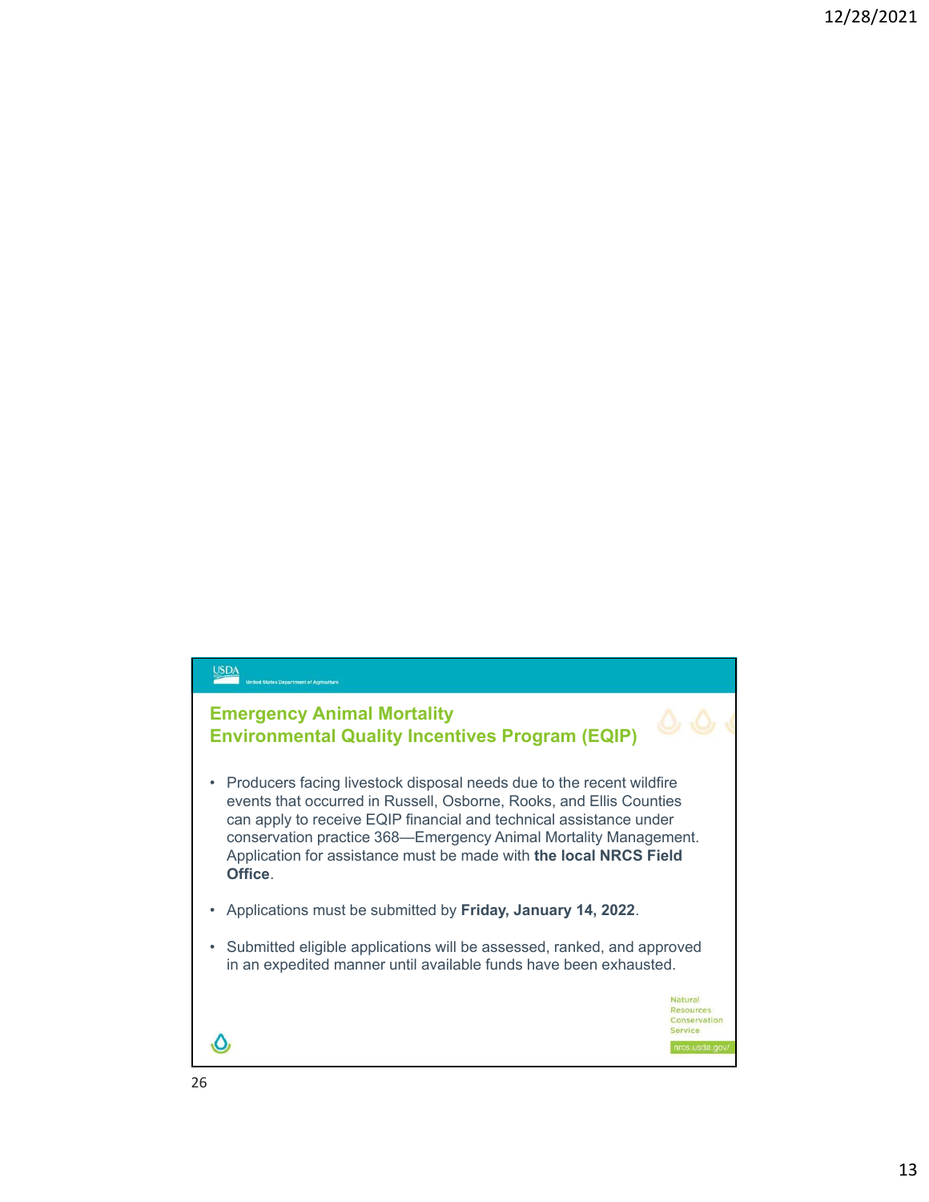## Emergency Animal Mortality
## Environmental Quality Incentives Program (EQIP)

- Producers facing livestock disposal needs due to the recent wildfire events that occurred in Russell, Osborne, Rooks, and Ellis Counties can apply to receive EQIP financial and technical assistance under conservation practice 368—Emergency Animal Mortality Management. Application for assistance must be made with **the local NRCS Field Office**.
- Applications must be submitted by **Friday, January 14, 2022**.
- Submitted eligible applications will be assessed, ranked, and approved in an expedited manner until available funds have been exhausted.

Natural Resources Conservation Service

nrcs.usda.gov/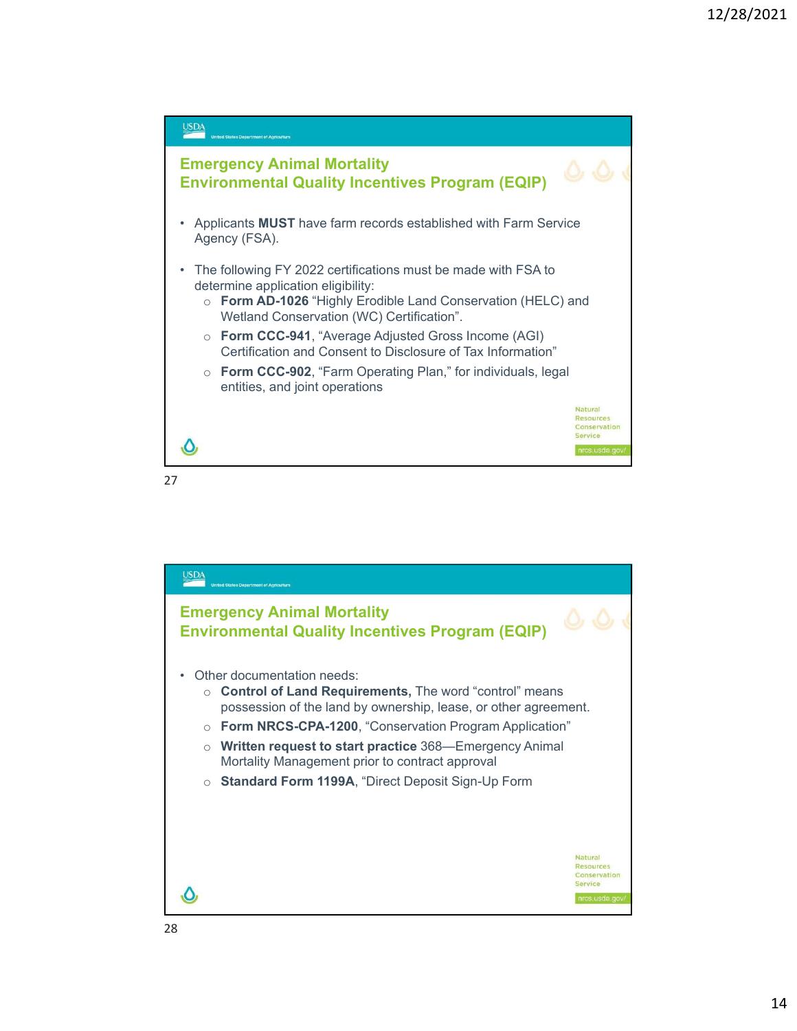## Emergency Animal Mortality Environmental Quality Incentives Program (EQIP)

- Applicants **MUST** have farm records established with Farm Service Agency (FSA).
- The following FY 2022 certifications must be made with FSA to determine application eligibility:
  - **Form AD-1026** "Highly Erodible Land Conservation (HELC) and Wetland Conservation (WC) Certification".
  - **Form CCC-941**, "Average Adjusted Gross Income (AGI) Certification and Consent to Disclosure of Tax Information"
  - **Form CCC-902**, "Farm Operating Plan," for individuals, legal entities, and joint operations

## Emergency Animal Mortality Environmental Quality Incentives Program (EQIP)

- Other documentation needs:
  - **Control of Land Requirements,** The word "control" means possession of the land by ownership, lease, or other agreement.
  - **Form NRCS-CPA-1200**, "Conservation Program Application"
  - **Written request to start practice** 368—Emergency Animal Mortality Management prior to contract approval
  - **Standard Form 1199A**, "Direct Deposit Sign-Up Form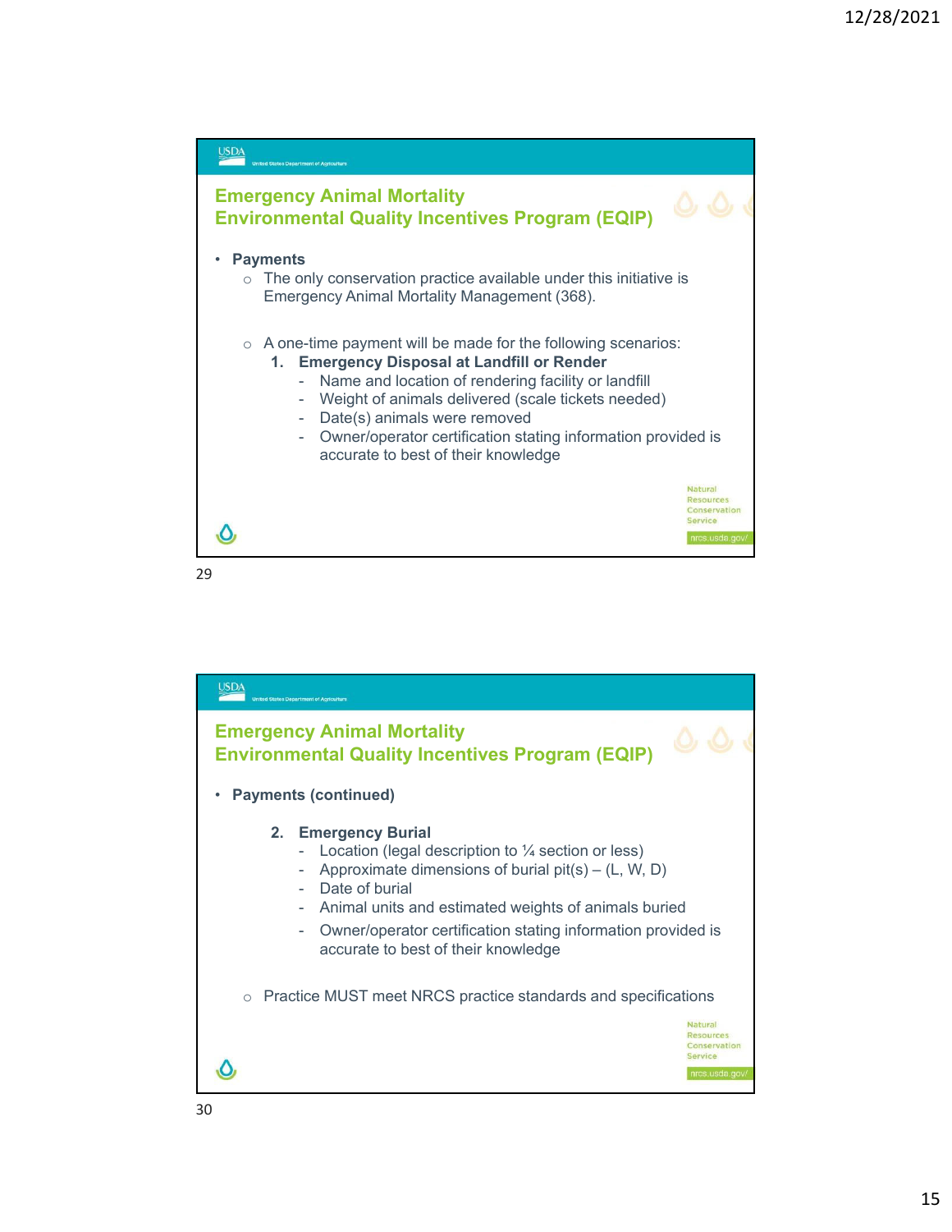## Emergency Animal Mortality
## Environmental Quality Incentives Program (EQIP)

- **Payments**
  - The only conservation practice available under this initiative is Emergency Animal Mortality Management (368).
  - A one-time payment will be made for the following scenarios:
    1. **Emergency Disposal at Landfill or Render**
       - Name and location of rendering facility or landfill
       - Weight of animals delivered (scale tickets needed)
       - Date(s) animals were removed
       - Owner/operator certification stating information provided is accurate to best of their knowledge

## Emergency Animal Mortality
## Environmental Quality Incentives Program (EQIP)

- **Payments (continued)**
  2. **Emergency Burial**
     - Location (legal description to ¼ section or less)
     - Approximate dimensions of burial pit(s) – (L, W, D)
     - Date of burial
     - Animal units and estimated weights of animals buried
     - Owner/operator certification stating information provided is accurate to best of their knowledge
  - Practice MUST meet NRCS practice standards and specifications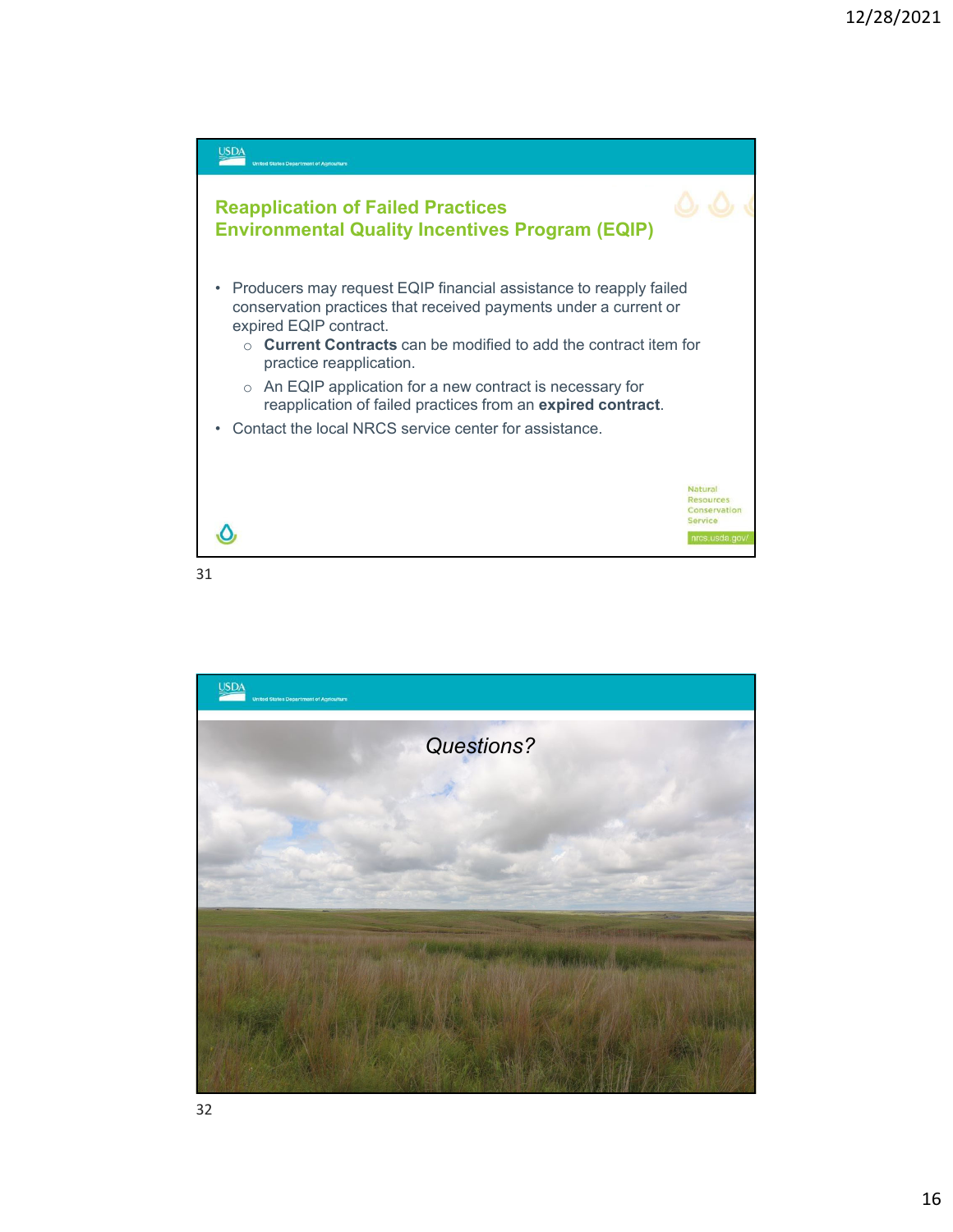## Reapplication of Failed Practices
## Environmental Quality Incentives Program (EQIP)

- Producers may request EQIP financial assistance to reapply failed conservation practices that received payments under a current or expired EQIP contract.
  - **Current Contracts** can be modified to add the contract item for practice reapplication.
  - An EQIP application for a new contract is necessary for reapplication of failed practices from an **expired contract**.
- Contact the local NRCS service center for assistance.

*Questions?*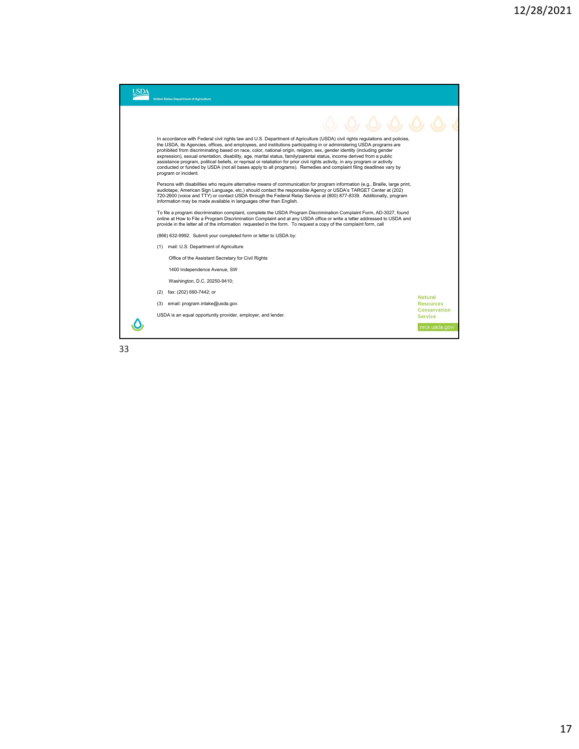USDA

United States Department of Agriculture

In accordance with Federal civil rights law and U.S. Department of Agriculture (USDA) civil rights regulations and policies, the USDA, its Agencies, offices, and employees, and institutions participating in or administering USDA programs are prohibited from discriminating based on race, color, national origin, religion, sex, gender identity (including gender expression), sexual orientation, disability, age, marital status, family/parental status, income derived from a public assistance program, political beliefs, or reprisal or retaliation for prior civil rights activity, in any program or activity conducted or funded by USDA (not all bases apply to all programs). Remedies and complaint filing deadlines vary by program or incident.

Persons with disabilities who require alternative means of communication for program information (e.g., Braille, large print, audiotape, American Sign Language, etc.) should contact the responsible Agency or USDA's TARGET Center at (202) 720-2600 (voice and TTY) or contact USDA through the Federal Relay Service at (800) 877-8339. Additionally, program information may be made available in languages other than English.

To file a program discrimination complaint, complete the USDA Program Discrimination Complaint Form, AD-3027, found online at How to File a Program Discrimination Complaint and at any USDA office or write a letter addressed to USDA and provide in the letter all of the information requested in the form. To request a copy of the complaint form, call

(866) 632-9992. Submit your completed form or letter to USDA by:

(1) mail: U.S. Department of Agriculture

Office of the Assistant Secretary for Civil Rights

1400 Independence Avenue, SW

Washington, D.C. 20250-9410;

(2) fax: (202) 690-7442; or

(3) email: program.intake@usda.gov.

USDA is an equal opportunity provider, employer, and lender.

Natural Resources Conservation Service

nrcs.usda.gov/

33